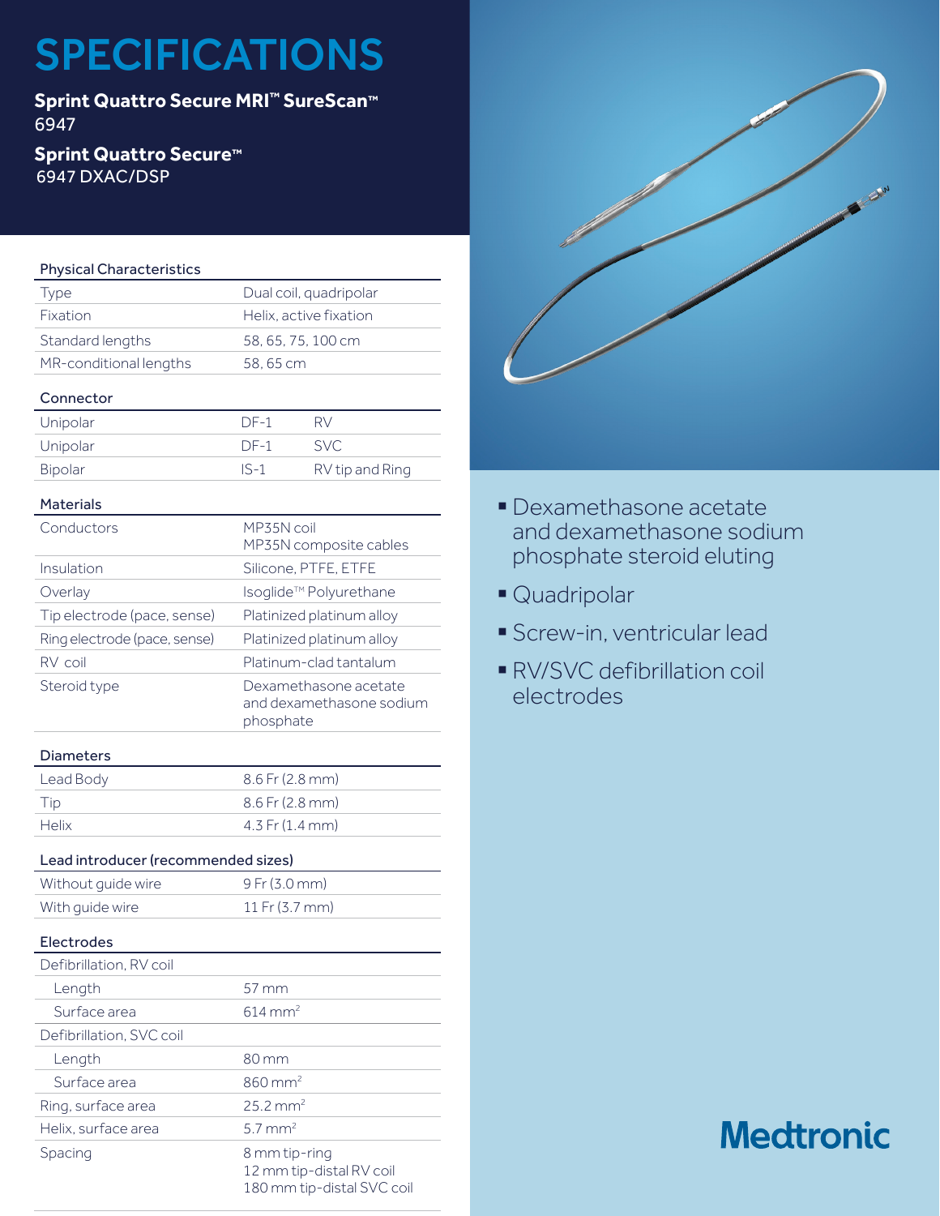# SPECIFICATIONS

**Sprint Quattro Secure MRI™ SureScan™**
6947

**Sprint Quattro Secure™**
6947 DXAC/DSP

### Physical Characteristics

| | |
|---|---|
| Type | Dual coil, quadripolar |
| Fixation | Helix, active fixation |
| Standard lengths | 58, 65, 75, 100 cm |
| MR-conditional lengths | 58, 65 cm |

### Connector

| | | |
|---|---|---|
| Unipolar | DF-1 | RV |
| Unipolar | DF-1 | SVC |
| Bipolar | IS-1 | RV tip and Ring |

### Materials

| | |
|---|---|
| Conductors | MP35N coil<br>MP35N composite cables |
| Insulation | Silicone, PTFE, ETFE |
| Overlay | Isoglide™ Polyurethane |
| Tip electrode (pace, sense) | Platinized platinum alloy |
| Ring electrode (pace, sense) | Platinized platinum alloy |
| RV coil | Platinum-clad tantalum |
| Steroid type | Dexamethasone acetate and dexamethasone sodium phosphate |

### Diameters

| | |
|---|---|
| Lead Body | 8.6 Fr (2.8 mm) |
| Tip | 8.6 Fr (2.8 mm) |
| Helix | 4.3 Fr (1.4 mm) |

### Lead introducer (recommended sizes)

| | |
|---|---|
| Without guide wire | 9 Fr (3.0 mm) |
| With guide wire | 11 Fr (3.7 mm) |

### Electrodes

| | |
|---|---|
| Defibrillation, RV coil | |
| Length | 57 mm |
| Surface area | 614 $mm^2$ |
| Defibrillation, SVC coil | |
| Length | 80 mm |
| Surface area | 860 $mm^2$ |
| Ring, surface area | 25.2 $mm^2$ |
| Helix, surface area | 5.7 $mm^2$ |
| Spacing | 8 mm tip-ring<br>12 mm tip-distal RV coil<br>180 mm tip-distal SVC coil |

- Dexamethasone acetate and dexamethasone sodium phosphate steroid eluting
- Quadripolar
- Screw-in, ventricular lead
- RV/SVC defibrillation coil electrodes

Medtronic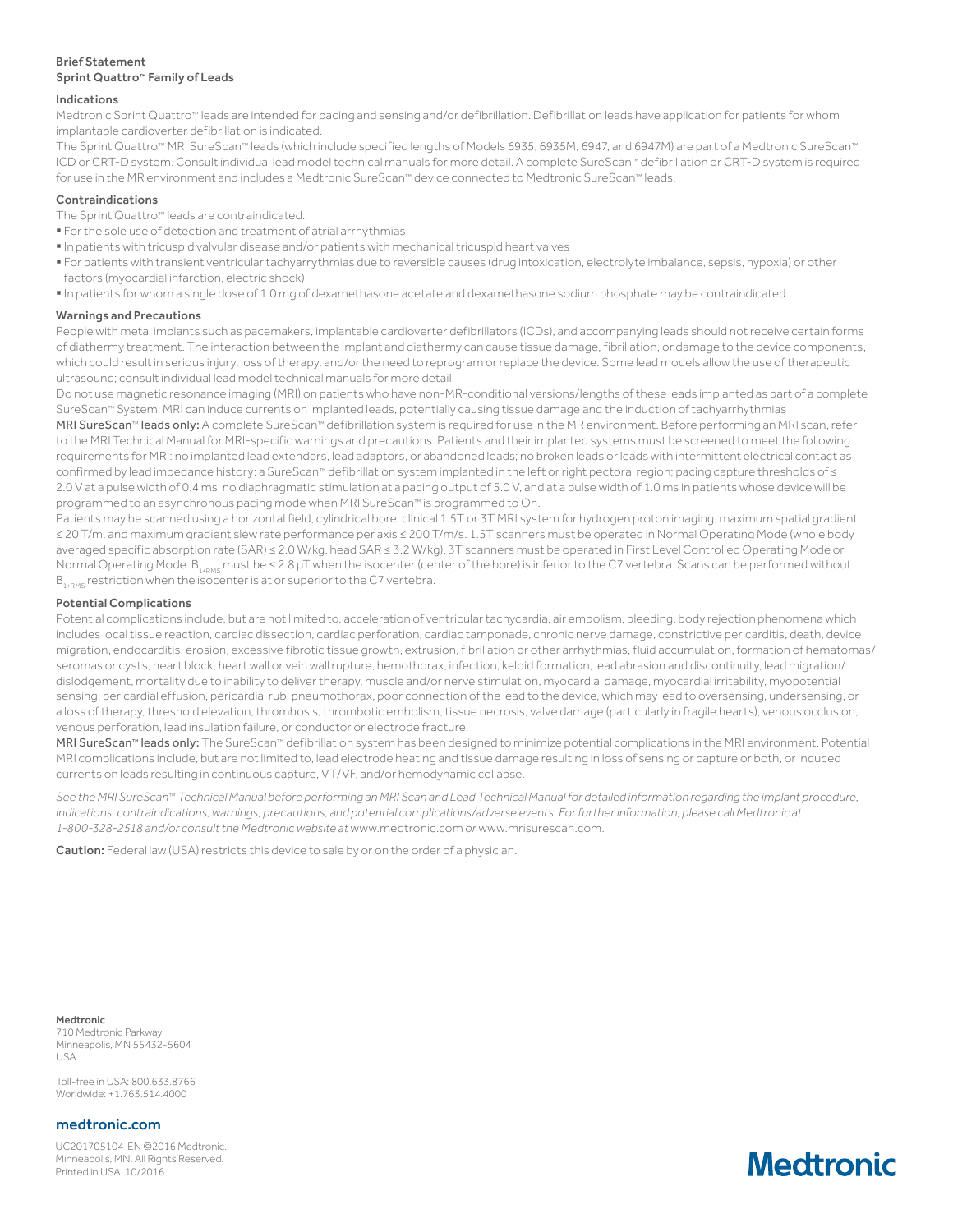**Brief Statement**
**Sprint Quattro™ Family of Leads**

**Indications**

Medtronic Sprint Quattro™ leads are intended for pacing and sensing and/or defibrillation. Defibrillation leads have application for patients for whom implantable cardioverter defibrillation is indicated.

The Sprint Quattro™ MRI SureScan™ leads (which include specified lengths of Models 6935, 6935M, 6947, and 6947M) are part of a Medtronic SureScan™ ICD or CRT-D system. Consult individual lead model technical manuals for more detail. A complete SureScan™ defibrillation or CRT-D system is required for use in the MR environment and includes a Medtronic SureScan™ device connected to Medtronic SureScan™ leads.

**Contraindications**

The Sprint Quattro™ leads are contraindicated:

- For the sole use of detection and treatment of atrial arrhythmias
- In patients with tricuspid valvular disease and/or patients with mechanical tricuspid heart valves
- For patients with transient ventricular tachyarrythmias due to reversible causes (drug intoxication, electrolyte imbalance, sepsis, hypoxia) or other factors (myocardial infarction, electric shock)
- In patients for whom a single dose of 1.0 mg of dexamethasone acetate and dexamethasone sodium phosphate may be contraindicated

**Warnings and Precautions**

People with metal implants such as pacemakers, implantable cardioverter defibrillators (ICDs), and accompanying leads should not receive certain forms of diathermy treatment. The interaction between the implant and diathermy can cause tissue damage, fibrillation, or damage to the device components, which could result in serious injury, loss of therapy, and/or the need to reprogram or replace the device. Some lead models allow the use of therapeutic ultrasound; consult individual lead model technical manuals for more detail.

Do not use magnetic resonance imaging (MRI) on patients who have non-MR-conditional versions/lengths of these leads implanted as part of a complete SureScan™ System. MRI can induce currents on implanted leads, potentially causing tissue damage and the induction of tachyarrhythmias

**MRI SureScan™ leads only:** A complete SureScan™ defibrillation system is required for use in the MR environment. Before performing an MRI scan, refer to the MRI Technical Manual for MRI-specific warnings and precautions. Patients and their implanted systems must be screened to meet the following requirements for MRI: no implanted lead extenders, lead adaptors, or abandoned leads; no broken leads or leads with intermittent electrical contact as confirmed by lead impedance history; a SureScan™ defibrillation system implanted in the left or right pectoral region; pacing capture thresholds of ≤ 2.0 V at a pulse width of 0.4 ms; no diaphragmatic stimulation at a pacing output of 5.0 V, and at a pulse width of 1.0 ms in patients whose device will be programmed to an asynchronous pacing mode when MRI SureScan™ is programmed to On.

Patients may be scanned using a horizontal field, cylindrical bore, clinical 1.5T or 3T MRI system for hydrogen proton imaging, maximum spatial gradient ≤ 20 T/m, and maximum gradient slew rate performance per axis ≤ 200 T/m/s. 1.5T scanners must be operated in Normal Operating Mode (whole body averaged specific absorption rate (SAR) ≤ 2.0 W/kg, head SAR ≤ 3.2 W/kg). 3T scanners must be operated in First Level Controlled Operating Mode or Normal Operating Mode. $B_{1+RMS}$ must be ≤ 2.8 μT when the isocenter (center of the bore) is inferior to the C7 vertebra. Scans can be performed without $B_{1+RMS}$ restriction when the isocenter is at or superior to the C7 vertebra.

**Potential Complications**

Potential complications include, but are not limited to, acceleration of ventricular tachycardia, air embolism, bleeding, body rejection phenomena which includes local tissue reaction, cardiac dissection, cardiac perforation, cardiac tamponade, chronic nerve damage, constrictive pericarditis, death, device migration, endocarditis, erosion, excessive fibrotic tissue growth, extrusion, fibrillation or other arrhythmias, fluid accumulation, formation of hematomas/seromas or cysts, heart block, heart wall or vein wall rupture, hemothorax, infection, keloid formation, lead abrasion and discontinuity, lead migration/dislodgement, mortality due to inability to deliver therapy, muscle and/or nerve stimulation, myocardial damage, myocardial irritability, myopotential sensing, pericardial effusion, pericardial rub, pneumothorax, poor connection of the lead to the device, which may lead to oversensing, undersensing, or a loss of therapy, threshold elevation, thrombosis, thrombotic embolism, tissue necrosis, valve damage (particularly in fragile hearts), venous occlusion, venous perforation, lead insulation failure, or conductor or electrode fracture.

**MRI SureScan™ leads only:** The SureScan™ defibrillation system has been designed to minimize potential complications in the MRI environment. Potential MRI complications include, but are not limited to, lead electrode heating and tissue damage resulting in loss of sensing or capture or both, or induced currents on leads resulting in continuous capture, VT/VF, and/or hemodynamic collapse.

*See the MRI SureScan™ Technical Manual before performing an MRI Scan and Lead Technical Manual for detailed information regarding the implant procedure, indications, contraindications, warnings, precautions, and potential complications/adverse events. For further information, please call Medtronic at 1-800-328-2518 and/or consult the Medtronic website at* www.medtronic.com *or* www.mrisurescan.com.

**Caution:** Federal law (USA) restricts this device to sale by or on the order of a physician.

**Medtronic**
710 Medtronic Parkway
Minneapolis, MN 55432-5604
USA

Toll-free in USA: 800.633.8766
Worldwide: +1.763.514.4000

**medtronic.com**

UC201705104 EN ©2016 Medtronic.
Minneapolis, MN. All Rights Reserved.
Printed in USA. 10/2016

**Medtronic**